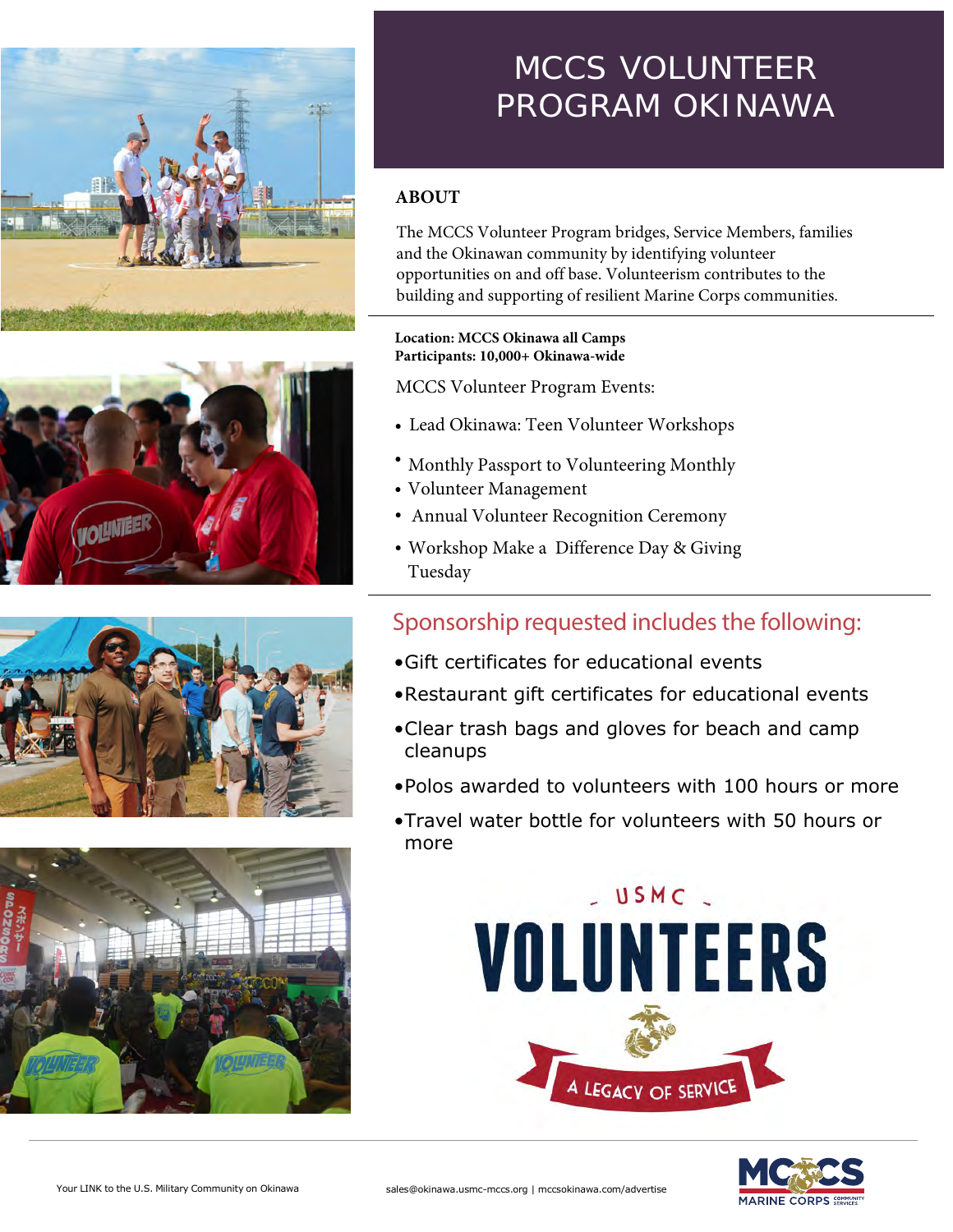# MCCS VOLUNTEER PROGRAM OKINAWA

## ABOUT

The MCCS Volunteer Program bridges, Service Members, families and the Okinawan community by identifying volunteer opportunities on and off base. Volunteerism contributes to the building and supporting of resilient Marine Corps communities.

**Location: MCCS Okinawa all Camps**
**Participants: 10,000+ Okinawa-wide**

MCCS Volunteer Program Events:

- Lead Okinawa: Teen Volunteer Workshops
- Monthly Passport to Volunteering Monthly
- Volunteer Management
- Annual Volunteer Recognition Ceremony
- Workshop Make a Difference Day & Giving Tuesday

## Sponsorship requested includes the following:

- Gift certificates for educational events
- Restaurant gift certificates for educational events
- Clear trash bags and gloves for beach and camp cleanups
- Polos awarded to volunteers with 100 hours or more
- Travel water bottle for volunteers with 50 hours or more

USMC VOLUNTEERS
A LEGACY OF SERVICE

Your LINK to the U.S. Military Community on Okinawa

sales@okinawa.usmc-mccs.org | mccsokinawa.com/advertise

MCCS MARINE CORPS COMMUNITY SERVICES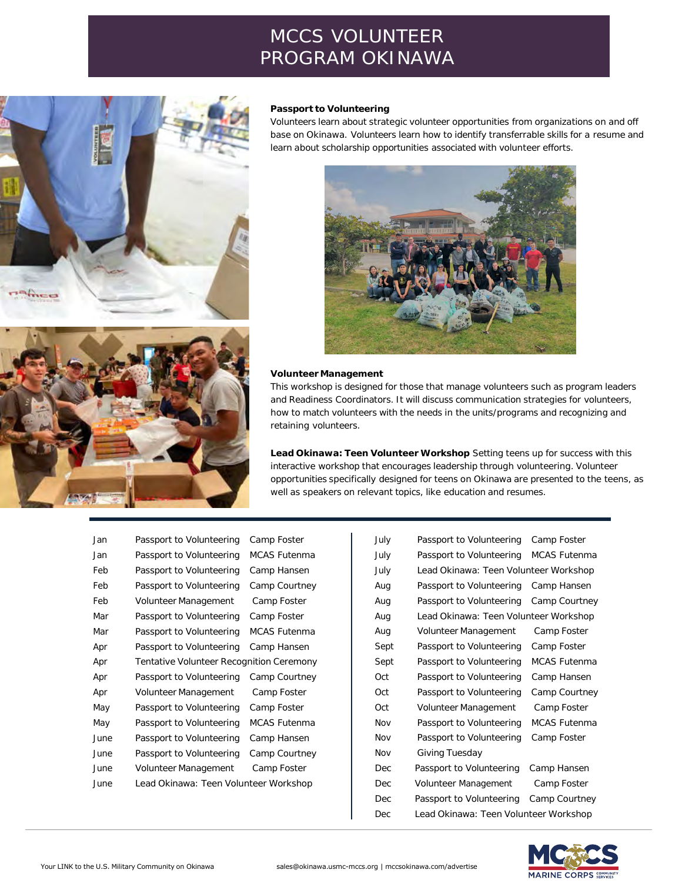# MCCS VOLUNTEER PROGRAM OKINAWA

**Passport to Volunteering**
Volunteers learn about strategic volunteer opportunities from organizations on and off base on Okinawa. Volunteers learn how to identify transferrable skills for a resume and learn about scholarship opportunities associated with volunteer efforts.

**Volunteer Management**
This workshop is designed for those that manage volunteers such as program leaders and Readiness Coordinators. It will discuss communication strategies for volunteers, how to match volunteers with the needs in the units/programs and recognizing and retaining volunteers.

**Lead Okinawa: Teen Volunteer Workshop** Setting teens up for success with this interactive workshop that encourages leadership through volunteering. Volunteer opportunities specifically designed for teens on Okinawa are presented to the teens, as well as speakers on relevant topics, like education and resumes.

| | | |
|---|---|---|
| Jan | Passport to Volunteering | Camp Foster |
| Jan | Passport to Volunteering | MCAS Futenma |
| Feb | Passport to Volunteering | Camp Hansen |
| Feb | Passport to Volunteering | Camp Courtney |
| Feb | Volunteer Management | Camp Foster |
| Mar | Passport to Volunteering | Camp Foster |
| Mar | Passport to Volunteering | MCAS Futenma |
| Apr | Passport to Volunteering | Camp Hansen |
| Apr | Tentative Volunteer Recognition Ceremony | |
| Apr | Passport to Volunteering | Camp Courtney |
| Apr | Volunteer Management | Camp Foster |
| May | Passport to Volunteering | Camp Foster |
| May | Passport to Volunteering | MCAS Futenma |
| June | Passport to Volunteering | Camp Hansen |
| June | Passport to Volunteering | Camp Courtney |
| June | Volunteer Management | Camp Foster |
| June | Lead Okinawa: Teen Volunteer Workshop | |
| July | Passport to Volunteering | Camp Foster |
| July | Passport to Volunteering | MCAS Futenma |
| July | Lead Okinawa: Teen Volunteer Workshop | |
| Aug | Passport to Volunteering | Camp Hansen |
| Aug | Passport to Volunteering | Camp Courtney |
| Aug | Lead Okinawa: Teen Volunteer Workshop | |
| Aug | Volunteer Management | Camp Foster |
| Sept | Passport to Volunteering | Camp Foster |
| Sept | Passport to Volunteering | MCAS Futenma |
| Oct | Passport to Volunteering | Camp Hansen |
| Oct | Passport to Volunteering | Camp Courtney |
| Oct | Volunteer Management | Camp Foster |
| Nov | Passport to Volunteering | MCAS Futenma |
| Nov | Passport to Volunteering | Camp Foster |
| Nov | Giving Tuesday | |
| Dec | Passport to Volunteering | Camp Hansen |
| Dec | Volunteer Management | Camp Foster |
| Dec | Passport to Volunteering | Camp Courtney |
| Dec | Lead Okinawa: Teen Volunteer Workshop | |